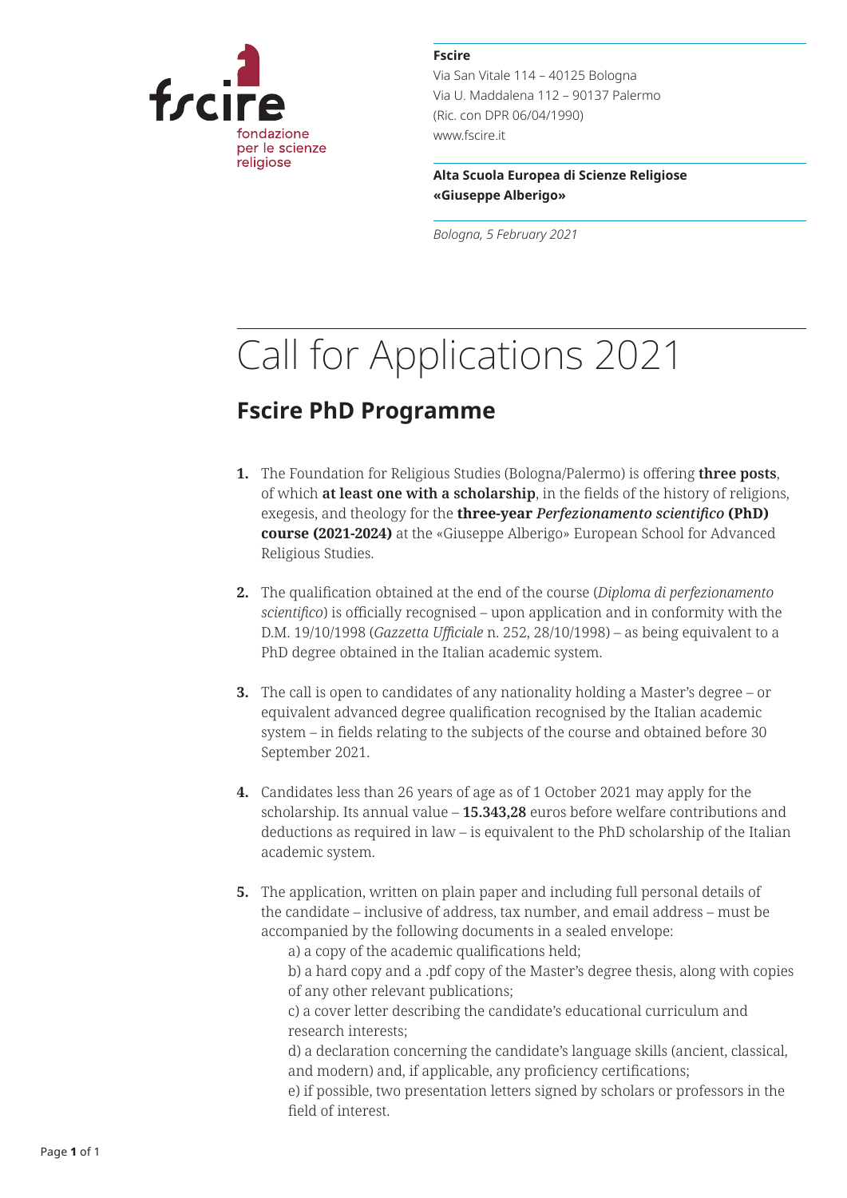fscire
fondazione
per le scienze
religiose

**Fscire**
Via San Vitale 114 – 40125 Bologna
Via U. Maddalena 112 – 90137 Palermo
(Ric. con DPR 06/04/1990)
www.fscire.it

**Alta Scuola Europea di Scienze Religiose «Giuseppe Alberigo»**

*Bologna, 5 February 2021*

# Call for Applications 2021

## Fscire PhD Programme

1. The Foundation for Religious Studies (Bologna/Palermo) is offering **three posts**, of which **at least one with a scholarship**, in the fields of the history of religions, exegesis, and theology for the **three-year** ***Perfezionamento scientifico*** **(PhD) course (2021-2024)** at the «Giuseppe Alberigo» European School for Advanced Religious Studies.

2. The qualification obtained at the end of the course (*Diploma di perfezionamento scientifico*) is officially recognised – upon application and in conformity with the D.M. 19/10/1998 (*Gazzetta Ufficiale* n. 252, 28/10/1998) – as being equivalent to a PhD degree obtained in the Italian academic system.

3. The call is open to candidates of any nationality holding a Master's degree – or equivalent advanced degree qualification recognised by the Italian academic system – in fields relating to the subjects of the course and obtained before 30 September 2021.

4. Candidates less than 26 years of age as of 1 October 2021 may apply for the scholarship. Its annual value – **15.343,28** euros before welfare contributions and deductions as required in law – is equivalent to the PhD scholarship of the Italian academic system.

5. The application, written on plain paper and including full personal details of the candidate – inclusive of address, tax number, and email address – must be accompanied by the following documents in a sealed envelope:
   a) a copy of the academic qualifications held;
   b) a hard copy and a .pdf copy of the Master's degree thesis, along with copies of any other relevant publications;
   c) a cover letter describing the candidate's educational curriculum and research interests;
   d) a declaration concerning the candidate's language skills (ancient, classical, and modern) and, if applicable, any proficiency certifications;
   e) if possible, two presentation letters signed by scholars or professors in the field of interest.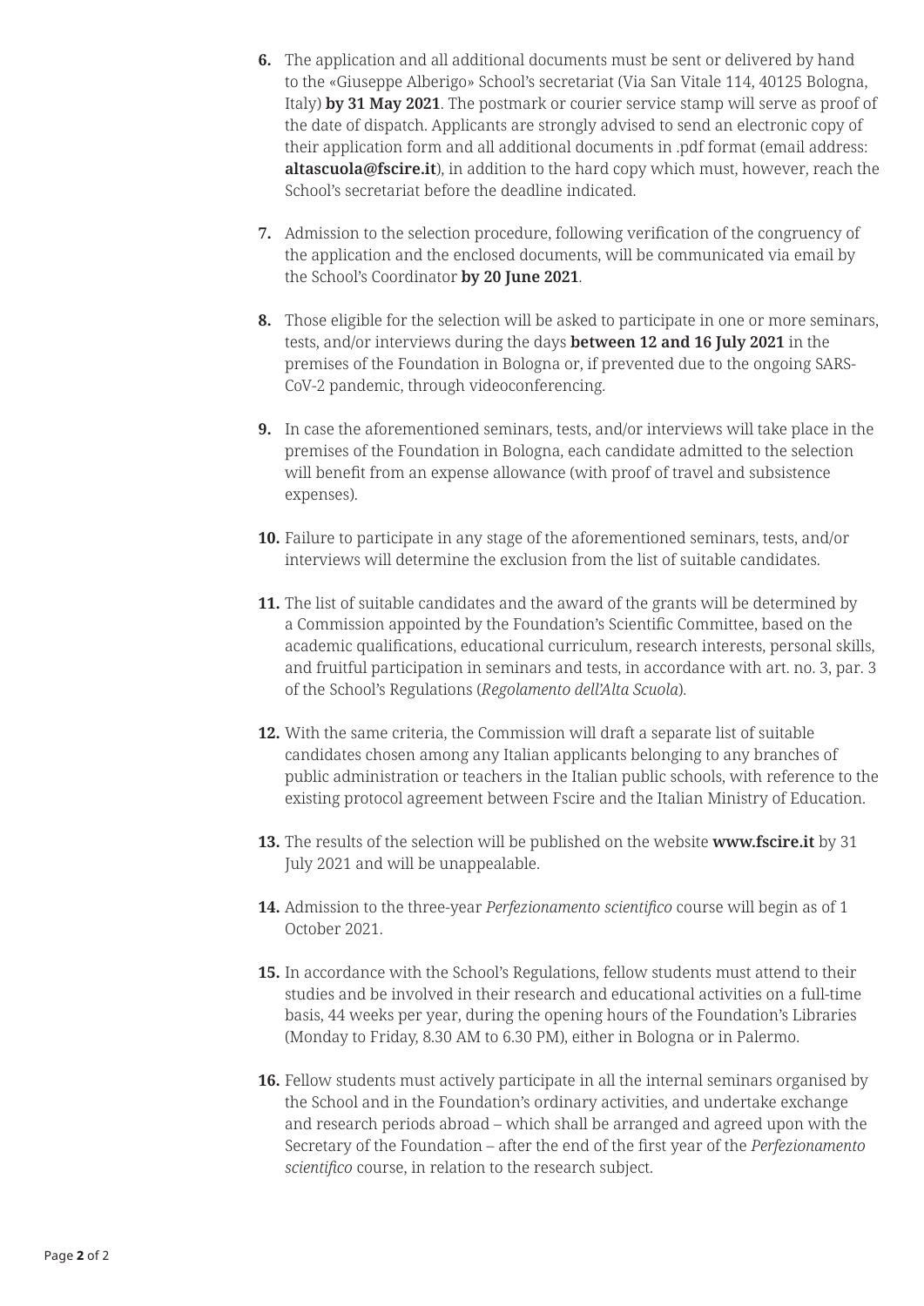6. The application and all additional documents must be sent or delivered by hand to the «Giuseppe Alberigo» School's secretariat (Via San Vitale 114, 40125 Bologna, Italy) **by 31 May 2021**. The postmark or courier service stamp will serve as proof of the date of dispatch. Applicants are strongly advised to send an electronic copy of their application form and all additional documents in .pdf format (email address: **altascuola@fscire.it**), in addition to the hard copy which must, however, reach the School's secretariat before the deadline indicated.

7. Admission to the selection procedure, following verification of the congruency of the application and the enclosed documents, will be communicated via email by the School's Coordinator **by 20 June 2021**.

8. Those eligible for the selection will be asked to participate in one or more seminars, tests, and/or interviews during the days **between 12 and 16 July 2021** in the premises of the Foundation in Bologna or, if prevented due to the ongoing SARS-CoV-2 pandemic, through videoconferencing.

9. In case the aforementioned seminars, tests, and/or interviews will take place in the premises of the Foundation in Bologna, each candidate admitted to the selection will benefit from an expense allowance (with proof of travel and subsistence expenses).

10. Failure to participate in any stage of the aforementioned seminars, tests, and/or interviews will determine the exclusion from the list of suitable candidates.

11. The list of suitable candidates and the award of the grants will be determined by a Commission appointed by the Foundation's Scientific Committee, based on the academic qualifications, educational curriculum, research interests, personal skills, and fruitful participation in seminars and tests, in accordance with art. no. 3, par. 3 of the School's Regulations (*Regolamento dell'Alta Scuola*).

12. With the same criteria, the Commission will draft a separate list of suitable candidates chosen among any Italian applicants belonging to any branches of public administration or teachers in the Italian public schools, with reference to the existing protocol agreement between Fscire and the Italian Ministry of Education.

13. The results of the selection will be published on the website **www.fscire.it** by 31 July 2021 and will be unappealable.

14. Admission to the three-year *Perfezionamento scientifico* course will begin as of 1 October 2021.

15. In accordance with the School's Regulations, fellow students must attend to their studies and be involved in their research and educational activities on a full-time basis, 44 weeks per year, during the opening hours of the Foundation's Libraries (Monday to Friday, 8.30 AM to 6.30 PM), either in Bologna or in Palermo.

16. Fellow students must actively participate in all the internal seminars organised by the School and in the Foundation's ordinary activities, and undertake exchange and research periods abroad – which shall be arranged and agreed upon with the Secretary of the Foundation – after the end of the first year of the *Perfezionamento scientifico* course, in relation to the research subject.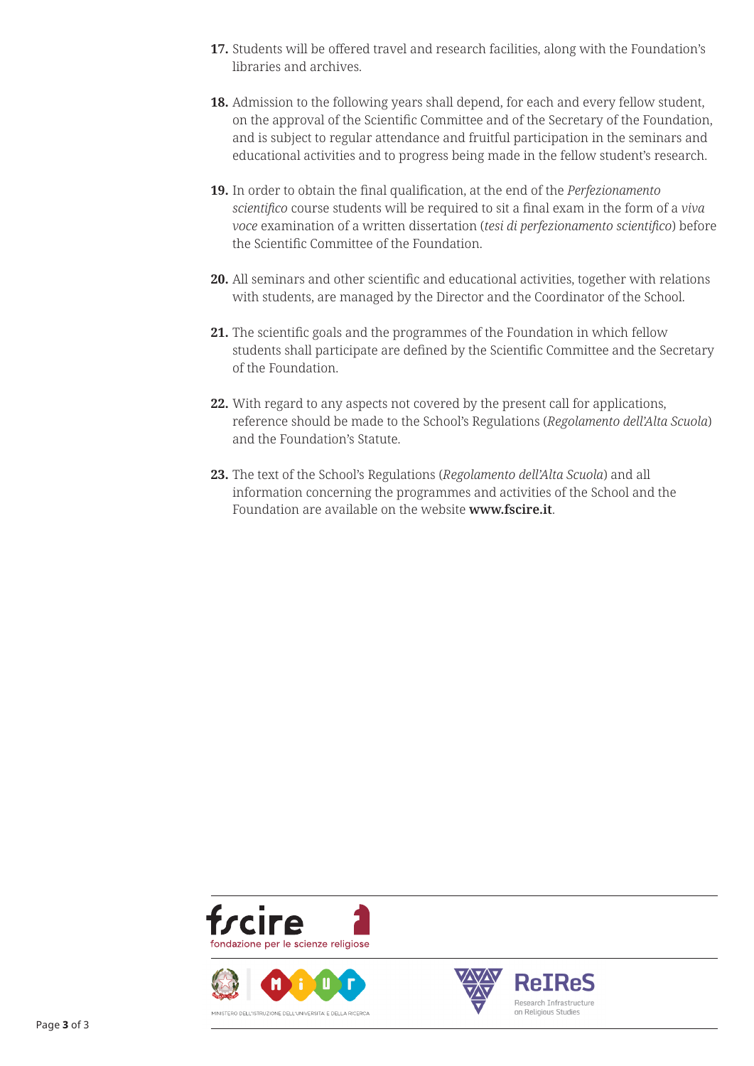**17.** Students will be offered travel and research facilities, along with the Foundation's libraries and archives.

**18.** Admission to the following years shall depend, for each and every fellow student, on the approval of the Scientific Committee and of the Secretary of the Foundation, and is subject to regular attendance and fruitful participation in the seminars and educational activities and to progress being made in the fellow student's research.

**19.** In order to obtain the final qualification, at the end of the *Perfezionamento scientifico* course students will be required to sit a final exam in the form of a *viva voce* examination of a written dissertation (*tesi di perfezionamento scientifico*) before the Scientific Committee of the Foundation.

**20.** All seminars and other scientific and educational activities, together with relations with students, are managed by the Director and the Coordinator of the School.

**21.** The scientific goals and the programmes of the Foundation in which fellow students shall participate are defined by the Scientific Committee and the Secretary of the Foundation.

**22.** With regard to any aspects not covered by the present call for applications, reference should be made to the School's Regulations (*Regolamento dell'Alta Scuola*) and the Foundation's Statute.

**23.** The text of the School's Regulations (*Regolamento dell'Alta Scuola*) and all information concerning the programmes and activities of the School and the Foundation are available on the website **www.fscire.it**.

fscire
fondazione per le scienze religiose

MINISTERO DELL'ISTRUZIONE DELL'UNIVERSITÀ E DELLA RICERCA

ReIReS
Research Infrastructure on Religious Studies